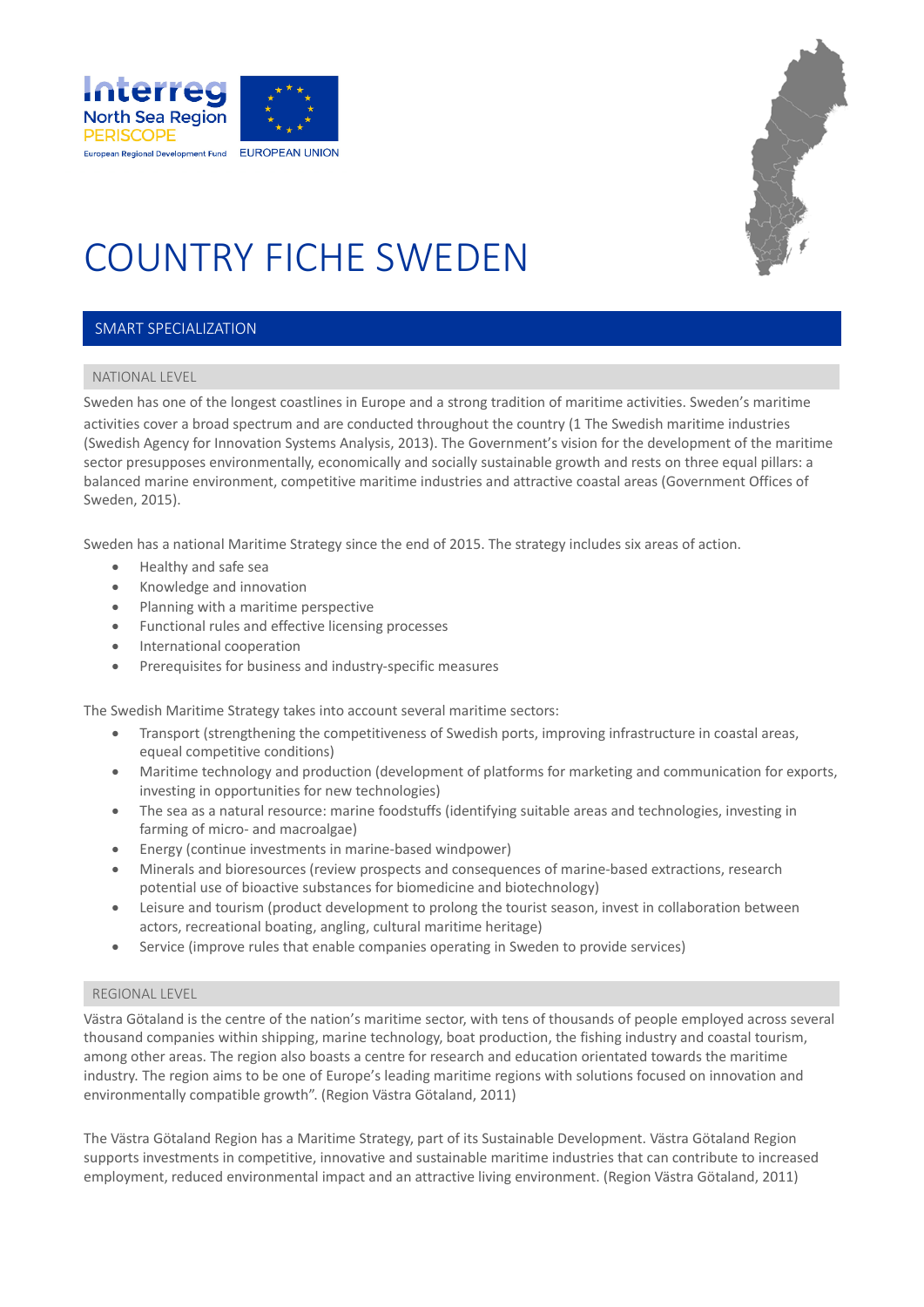# COUNTRY FICHE SWEDEN

## SMART SPECIALIZATION

### NATIONAL LEVEL

Sweden has one of the longest coastlines in Europe and a strong tradition of maritime activities. Sweden's maritime activities cover a broad spectrum and are conducted throughout the country (1 The Swedish maritime industries (Swedish Agency for Innovation Systems Analysis, 2013). The Government's vision for the development of the maritime sector presupposes environmentally, economically and socially sustainable growth and rests on three equal pillars: a balanced marine environment, competitive maritime industries and attractive coastal areas (Government Offices of Sweden, 2015).

Sweden has a national Maritime Strategy since the end of 2015. The strategy includes six areas of action.

- Healthy and safe sea
- Knowledge and innovation
- Planning with a maritime perspective
- Functional rules and effective licensing processes
- International cooperation
- Prerequisites for business and industry-specific measures

The Swedish Maritime Strategy takes into account several maritime sectors:

- Transport (strengthening the competitiveness of Swedish ports, improving infrastructure in coastal areas, equeal competitive conditions)
- Maritime technology and production (development of platforms for marketing and communication for exports, investing in opportunities for new technologies)
- The sea as a natural resource: marine foodstuffs (identifying suitable areas and technologies, investing in farming of micro- and macroalgae)
- Energy (continue investments in marine-based windpower)
- Minerals and bioresources (review prospects and consequences of marine-based extractions, research potential use of bioactive substances for biomedicine and biotechnology)
- Leisure and tourism (product development to prolong the tourist season, invest in collaboration between actors, recreational boating, angling, cultural maritime heritage)
- Service (improve rules that enable companies operating in Sweden to provide services)

### REGIONAL LEVEL

Västra Götaland is the centre of the nation's maritime sector, with tens of thousands of people employed across several thousand companies within shipping, marine technology, boat production, the fishing industry and coastal tourism, among other areas. The region also boasts a centre for research and education orientated towards the maritime industry. The region aims to be one of Europe's leading maritime regions with solutions focused on innovation and environmentally compatible growth". (Region Västra Götaland, 2011)

The Västra Götaland Region has a Maritime Strategy, part of its Sustainable Development. Västra Götaland Region supports investments in competitive, innovative and sustainable maritime industries that can contribute to increased employment, reduced environmental impact and an attractive living environment. (Region Västra Götaland, 2011)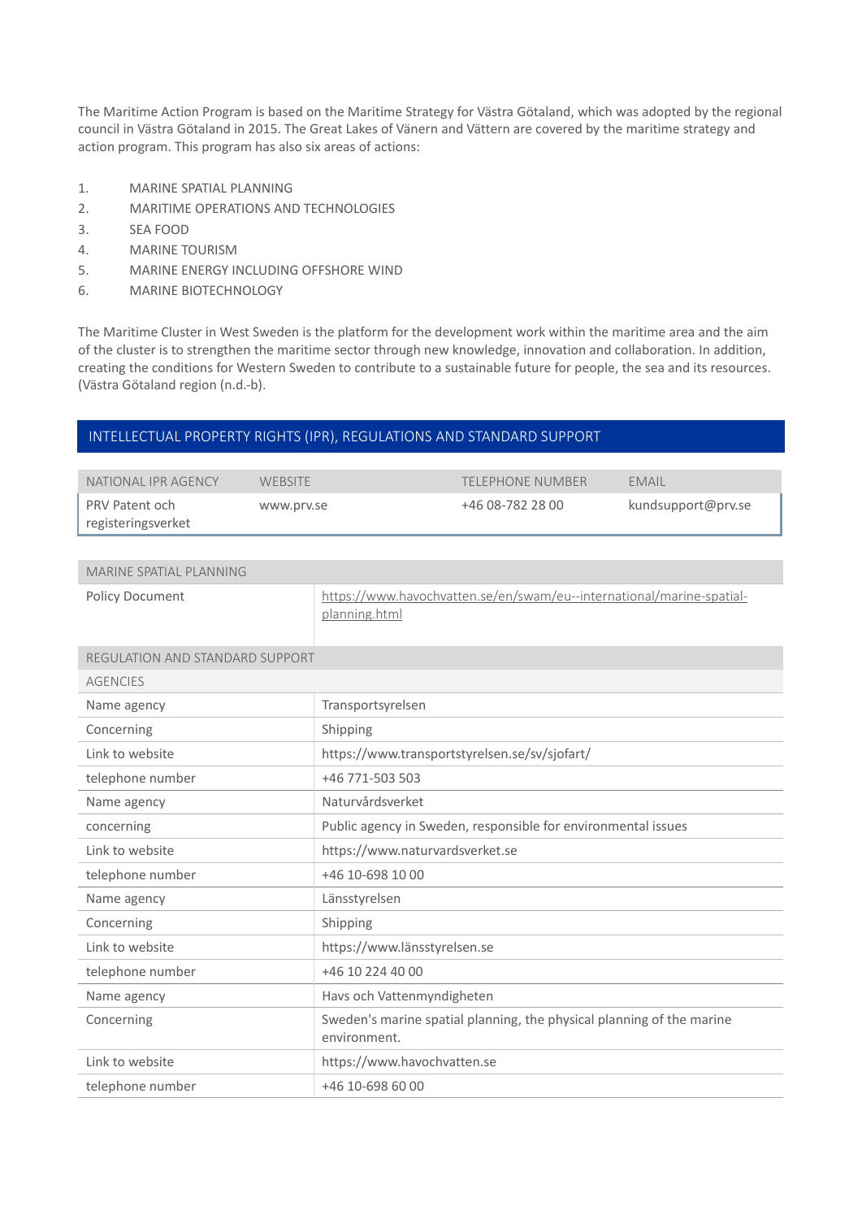The Maritime Action Program is based on the Maritime Strategy for Västra Götaland, which was adopted by the regional council in Västra Götaland in 2015. The Great Lakes of Vänern and Vättern are covered by the maritime strategy and action program. This program has also six areas of actions:

1. MARINE SPATIAL PLANNING
2. MARITIME OPERATIONS AND TECHNOLOGIES
3. SEA FOOD
4. MARINE TOURISM
5. MARINE ENERGY INCLUDING OFFSHORE WIND
6. MARINE BIOTECHNOLOGY

The Maritime Cluster in West Sweden is the platform for the development work within the maritime area and the aim of the cluster is to strengthen the maritime sector through new knowledge, innovation and collaboration. In addition, creating the conditions for Western Sweden to contribute to a sustainable future for people, the sea and its resources. (Västra Götaland region (n.d.-b).

## INTELLECTUAL PROPERTY RIGHTS (IPR), REGULATIONS AND STANDARD SUPPORT

| NATIONAL IPR AGENCY | WEBSITE | TELEPHONE NUMBER | EMAIL |
|---|---|---|---|
| PRV Patent och registeringsverket | www.prv.se | +46 08-782 28 00 | kundsupport@prv.se |

| MARINE SPATIAL PLANNING | |
|---|---|
| Policy Document | https://www.havochvatten.se/en/swam/eu--international/marine-spatial-planning.html |
| **REGULATION AND STANDARD SUPPORT** | |
| **AGENCIES** | |
| Name agency | Transportsyrelsen |
| Concerning | Shipping |
| Link to website | https://www.transportstyrelsen.se/sv/sjofart/ |
| telephone number | +46 771-503 503 |
| Name agency | Naturvårdsverket |
| concerning | Public agency in Sweden, responsible for environmental issues |
| Link to website | https://www.naturvardsverket.se |
| telephone number | +46 10-698 10 00 |
| Name agency | Länsstyrelsen |
| Concerning | Shipping |
| Link to website | https://www.länsstyrelsen.se |
| telephone number | +46 10 224 40 00 |
| Name agency | Havs och Vattenmyndigheten |
| Concerning | Sweden's marine spatial planning, the physical planning of the marine environment. |
| Link to website | https://www.havochvatten.se |
| telephone number | +46 10-698 60 00 |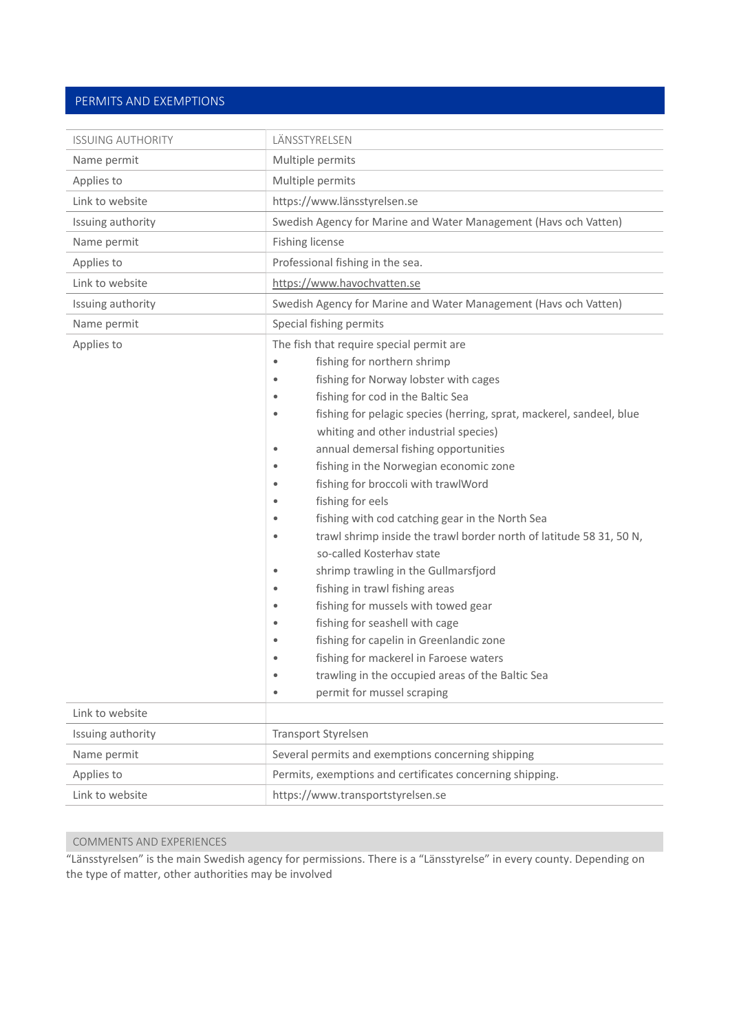## PERMITS AND EXEMPTIONS

| ISSUING AUTHORITY | LÄNSSTYRELSEN |
|---|---|
| Name permit | Multiple permits |
| Applies to | Multiple permits |
| Link to website | https://www.länsstyrelsen.se |
| Issuing authority | Swedish Agency for Marine and Water Management (Havs och Vatten) |
| Name permit | Fishing license |
| Applies to | Professional fishing in the sea. |
| Link to website | https://www.havochvatten.se |
| Issuing authority | Swedish Agency for Marine and Water Management (Havs och Vatten) |
| Name permit | Special fishing permits |
| Applies to | The fish that require special permit are<br>• fishing for northern shrimp<br>• fishing for Norway lobster with cages<br>• fishing for cod in the Baltic Sea<br>• fishing for pelagic species (herring, sprat, mackerel, sandeel, blue whiting and other industrial species)<br>• annual demersal fishing opportunities<br>• fishing in the Norwegian economic zone<br>• fishing for broccoli with trawlWord<br>• fishing for eels<br>• fishing with cod catching gear in the North Sea<br>• trawl shrimp inside the trawl border north of latitude 58 31, 50 N, so-called Kosterhav state<br>• shrimp trawling in the Gullmarsfjord<br>• fishing in trawl fishing areas<br>• fishing for mussels with towed gear<br>• fishing for seashell with cage<br>• fishing for capelin in Greenlandic zone<br>• fishing for mackerel in Faroese waters<br>• trawling in the occupied areas of the Baltic Sea<br>• permit for mussel scraping |
| Link to website | |
| Issuing authority | Transport Styrelsen |
| Name permit | Several permits and exemptions concerning shipping |
| Applies to | Permits, exemptions and certificates concerning shipping. |
| Link to website | https://www.transportstyrelsen.se |

### COMMENTS AND EXPERIENCES

"Länsstyrelsen" is the main Swedish agency for permissions. There is a "Länsstyrelse" in every county. Depending on the type of matter, other authorities may be involved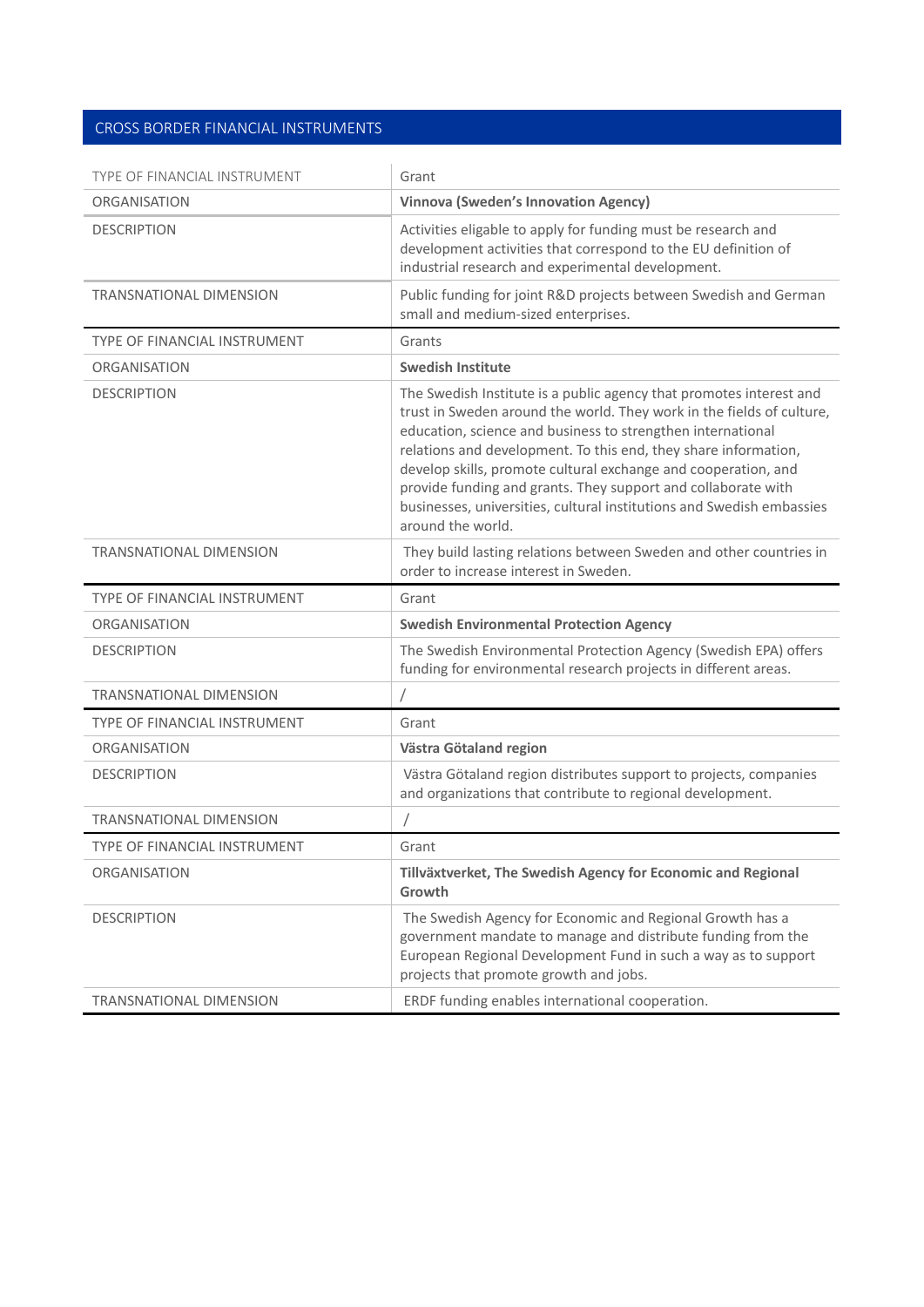## CROSS BORDER FINANCIAL INSTRUMENTS

| | |
|---|---|
| TYPE OF FINANCIAL INSTRUMENT | Grant |
| ORGANISATION | **Vinnova (Sweden's Innovation Agency)** |
| DESCRIPTION | Activities eligable to apply for funding must be research and development activities that correspond to the EU definition of industrial research and experimental development. |
| TRANSNATIONAL DIMENSION | Public funding for joint R&D projects between Swedish and German small and medium-sized enterprises. |
| TYPE OF FINANCIAL INSTRUMENT | Grants |
| ORGANISATION | **Swedish Institute** |
| DESCRIPTION | The Swedish Institute is a public agency that promotes interest and trust in Sweden around the world. They work in the fields of culture, education, science and business to strengthen international relations and development. To this end, they share information, develop skills, promote cultural exchange and cooperation, and provide funding and grants. They support and collaborate with businesses, universities, cultural institutions and Swedish embassies around the world. |
| TRANSNATIONAL DIMENSION | They build lasting relations between Sweden and other countries in order to increase interest in Sweden. |
| TYPE OF FINANCIAL INSTRUMENT | Grant |
| ORGANISATION | **Swedish Environmental Protection Agency** |
| DESCRIPTION | The Swedish Environmental Protection Agency (Swedish EPA) offers funding for environmental research projects in different areas. |
| TRANSNATIONAL DIMENSION | / |
| TYPE OF FINANCIAL INSTRUMENT | Grant |
| ORGANISATION | **Västra Götaland region** |
| DESCRIPTION | Västra Götaland region distributes support to projects, companies and organizations that contribute to regional development. |
| TRANSNATIONAL DIMENSION | / |
| TYPE OF FINANCIAL INSTRUMENT | Grant |
| ORGANISATION | **Tillväxtverket, The Swedish Agency for Economic and Regional Growth** |
| DESCRIPTION | The Swedish Agency for Economic and Regional Growth has a government mandate to manage and distribute funding from the European Regional Development Fund in such a way as to support projects that promote growth and jobs. |
| TRANSNATIONAL DIMENSION | ERDF funding enables international cooperation. |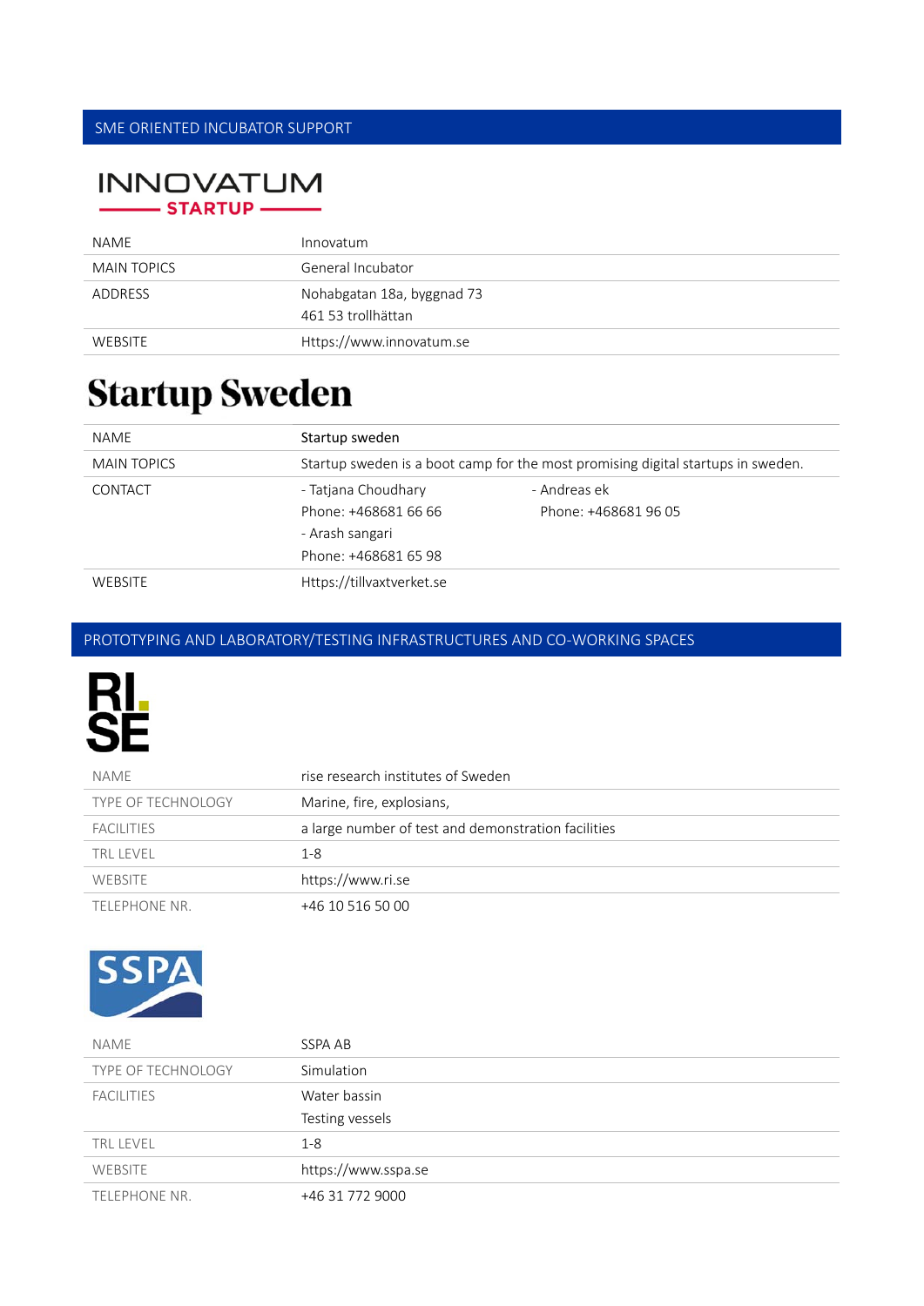## SME ORIENTED INCUBATOR SUPPORT

**INNOVATUM STARTUP**

| NAME | Innovatum |
|---|---|
| MAIN TOPICS | General Incubator |
| ADDRESS | Nohabgatan 18a, byggnad 73<br>461 53 trollhättan |
| WEBSITE | Https://www.innovatum.se |

# Startup Sweden

| NAME | Startup sweden | |
|---|---|---|
| MAIN TOPICS | Startup sweden is a boot camp for the most promising digital startups in sweden. | |
| CONTACT | - Tatjana Choudhary<br>Phone: +468681 66 66<br>- Arash sangari<br>Phone: +468681 65 98 | - Andreas ek<br>Phone: +468681 96 05 |
| WEBSITE | Https://tillvaxtverket.se | |

## PROTOTYPING AND LABORATORY/TESTING INFRASTRUCTURES AND CO-WORKING SPACES

**RI. SE**

| NAME | rise research institutes of Sweden |
|---|---|
| TYPE OF TECHNOLOGY | Marine, fire, explosians, |
| FACILITIES | a large number of test and demonstration facilities |
| TRL LEVEL | 1-8 |
| WEBSITE | https://www.ri.se |
| TELEPHONE NR. | +46 10 516 50 00 |

**SSPA**

| NAME | SSPA AB |
|---|---|
| TYPE OF TECHNOLOGY | Simulation |
| FACILITIES | Water bassin<br>Testing vessels |
| TRL LEVEL | 1-8 |
| WEBSITE | https://www.sspa.se |
| TELEPHONE NR. | +46 31 772 9000 |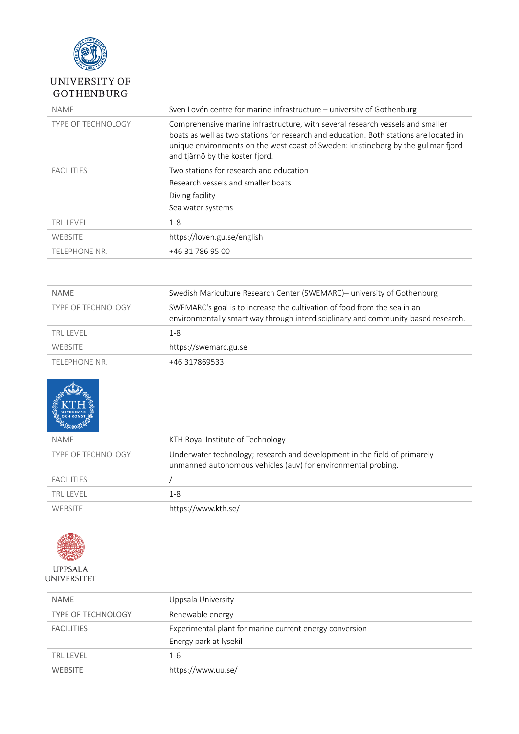UNIVERSITY OF GOTHENBURG

| NAME | Sven Lovén centre for marine infrastructure – university of Gothenburg |
|---|---|
| TYPE OF TECHNOLOGY | Comprehensive marine infrastructure, with several research vessels and smaller boats as well as two stations for research and education. Both stations are located in unique environments on the west coast of Sweden: kristineberg by the gullmar fjord and tjärnö by the koster fjord. |
| FACILITIES | Two stations for research and education<br>Research vessels and smaller boats<br>Diving facility<br>Sea water systems |
| TRL LEVEL | 1-8 |
| WEBSITE | https://loven.gu.se/english |
| TELEPHONE NR. | +46 31 786 95 00 |

| NAME | Swedish Mariculture Research Center (SWEMARC)– university of Gothenburg |
|---|---|
| TYPE OF TECHNOLOGY | SWEMARC's goal is to increase the cultivation of food from the sea in an environmentally smart way through interdisciplinary and community-based research. |
| TRL LEVEL | 1-8 |
| WEBSITE | https://swemarc.gu.se |
| TELEPHONE NR. | +46 317869533 |

KTH VETENSKAP OCH KONST

| NAME | KTH Royal Institute of Technology |
|---|---|
| TYPE OF TECHNOLOGY | Underwater technology; research and development in the field of primarely unmanned autonomous vehicles (auv) for environmental probing. |
| FACILITIES | / |
| TRL LEVEL | 1-8 |
| WEBSITE | https://www.kth.se/ |

UPPSALA UNIVERSITET

| NAME | Uppsala University |
|---|---|
| TYPE OF TECHNOLOGY | Renewable energy |
| FACILITIES | Experimental plant for marine current energy conversion<br>Energy park at lysekil |
| TRL LEVEL | 1-6 |
| WEBSITE | https://www.uu.se/ |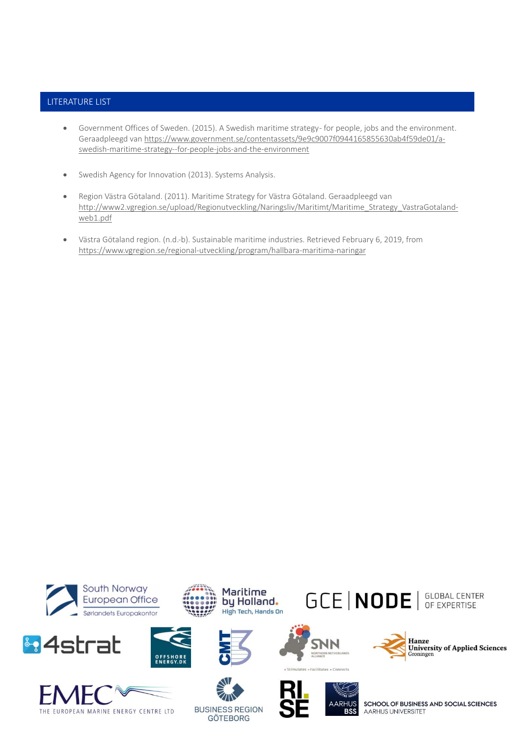## LITERATURE LIST

- Government Offices of Sweden. (2015). A Swedish maritime strategy- for people, jobs and the environment. Geraadpleegd van https://www.government.se/contentassets/9e9c9007f0944165855630ab4f59de01/a-swedish-maritime-strategy--for-people-jobs-and-the-environment

- Swedish Agency for Innovation (2013). Systems Analysis.

- Region Västra Götaland. (2011). Maritime Strategy for Västra Götaland. Geraadpleegd van http://www2.vgregion.se/upload/Regionutveckling/Naringsliv/Maritimt/Maritime_Strategy_VastraGotaland-web1.pdf

- Västra Götaland region. (n.d.-b). Sustainable maritime industries. Retrieved February 6, 2019, from https://www.vgregion.se/regional-utveckling/program/hallbara-maritima-naringar